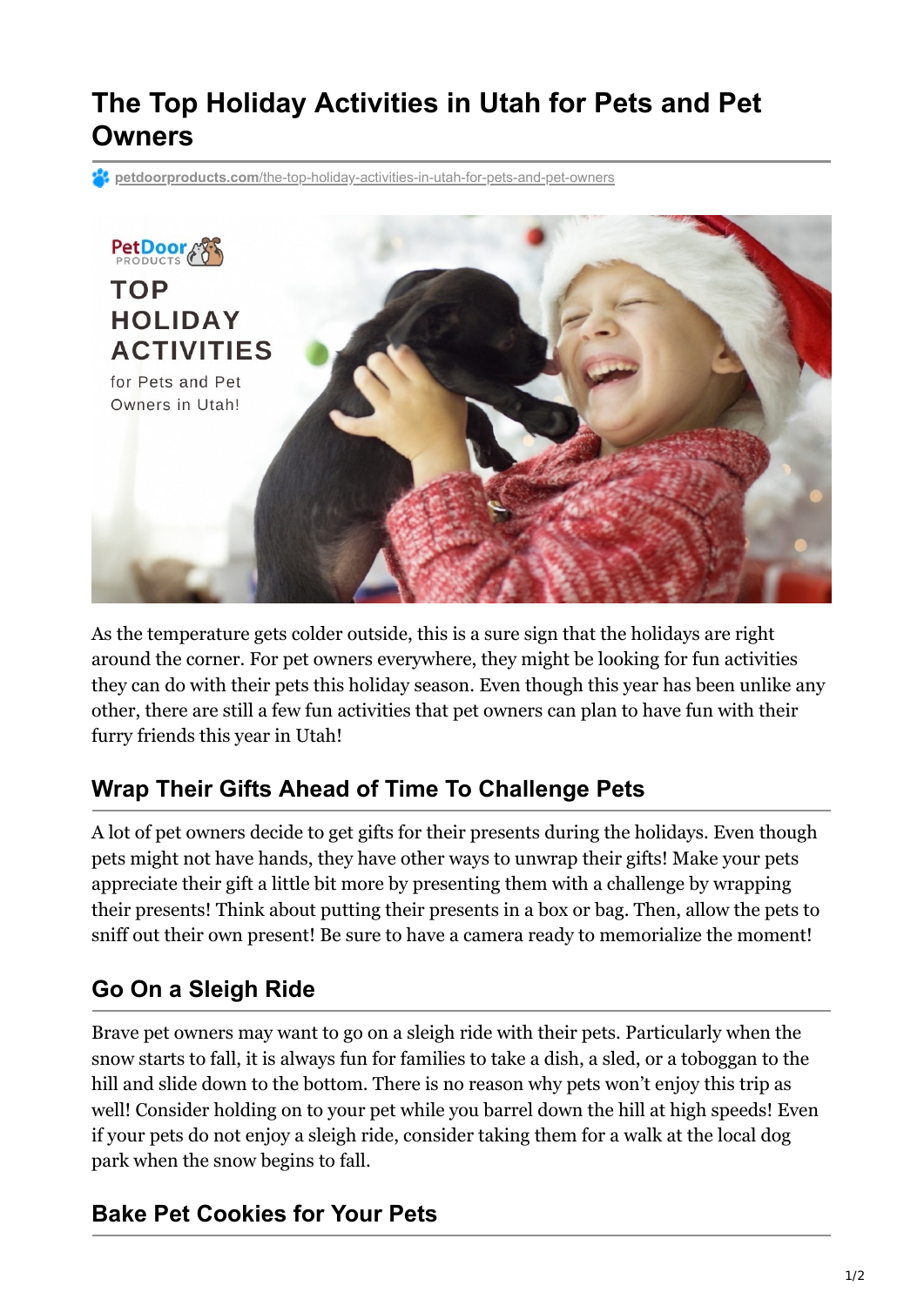# The Top Holiday Activities in Utah for Pets and Pet Owners

petdoorproducts.com/the-top-holiday-activities-in-utah-for-pets-and-pet-owners

As the temperature gets colder outside, this is a sure sign that the holidays are right around the corner. For pet owners everywhere, they might be looking for fun activities they can do with their pets this holiday season. Even though this year has been unlike any other, there are still a few fun activities that pet owners can plan to have fun with their furry friends this year in Utah!

## Wrap Their Gifts Ahead of Time To Challenge Pets

A lot of pet owners decide to get gifts for their presents during the holidays. Even though pets might not have hands, they have other ways to unwrap their gifts! Make your pets appreciate their gift a little bit more by presenting them with a challenge by wrapping their presents! Think about putting their presents in a box or bag. Then, allow the pets to sniff out their own present! Be sure to have a camera ready to memorialize the moment!

## Go On a Sleigh Ride

Brave pet owners may want to go on a sleigh ride with their pets. Particularly when the snow starts to fall, it is always fun for families to take a dish, a sled, or a toboggan to the hill and slide down to the bottom. There is no reason why pets won't enjoy this trip as well! Consider holding on to your pet while you barrel down the hill at high speeds! Even if your pets do not enjoy a sleigh ride, consider taking them for a walk at the local dog park when the snow begins to fall.

## Bake Pet Cookies for Your Pets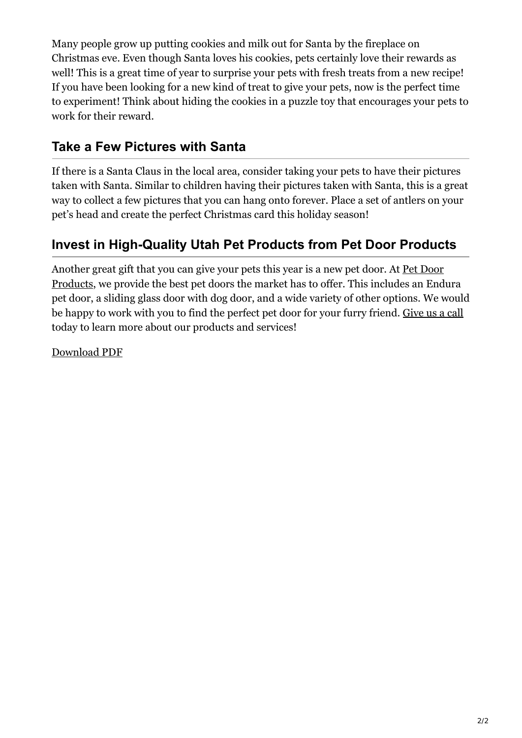Many people grow up putting cookies and milk out for Santa by the fireplace on Christmas eve. Even though Santa loves his cookies, pets certainly love their rewards as well! This is a great time of year to surprise your pets with fresh treats from a new recipe! If you have been looking for a new kind of treat to give your pets, now is the perfect time to experiment! Think about hiding the cookies in a puzzle toy that encourages your pets to work for their reward.

## Take a Few Pictures with Santa

If there is a Santa Claus in the local area, consider taking your pets to have their pictures taken with Santa. Similar to children having their pictures taken with Santa, this is a great way to collect a few pictures that you can hang onto forever. Place a set of antlers on your pet's head and create the perfect Christmas card this holiday season!

## Invest in High-Quality Utah Pet Products from Pet Door Products

Another great gift that you can give your pets this year is a new pet door. At Pet Door Products, we provide the best pet doors the market has to offer. This includes an Endura pet door, a sliding glass door with dog door, and a wide variety of other options. We would be happy to work with you to find the perfect pet door for your furry friend. Give us a call today to learn more about our products and services!

Download PDF